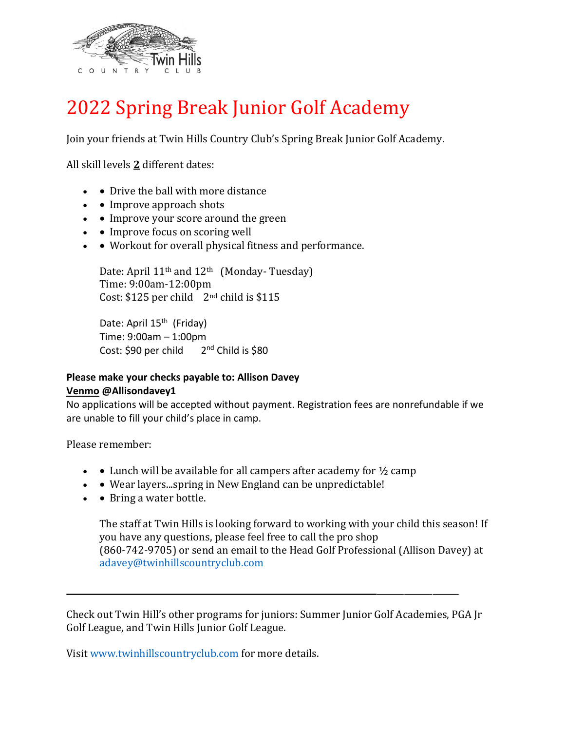Twin Hills

COUNTRY CLUB

# 2022 Spring Break Junior Golf Academy

Join your friends at Twin Hills Country Club's Spring Break Junior Golf Academy.

All skill levels **2** different dates:

- • Drive the ball with more distance
- • Improve approach shots
- • Improve your score around the green
- • Improve focus on scoring well
- • Workout for overall physical fitness and performance.

Date: April 11th and 12th (Monday- Tuesday)
Time: 9:00am-12:00pm
Cost: $125 per child 2nd child is $115

Date: April 15th (Friday)
Time: 9:00am – 1:00pm
Cost: $90 per child 2nd Child is $80

**Please make your checks payable to: Allison Davey**
**Venmo @Allisondavey1**
No applications will be accepted without payment. Registration fees are nonrefundable if we are unable to fill your child's place in camp.

Please remember:

- • Lunch will be available for all campers after academy for ½ camp
- • Wear layers...spring in New England can be unpredictable!
- • Bring a water bottle.

The staff at Twin Hills is looking forward to working with your child this season! If you have any questions, please feel free to call the pro shop (860-742-9705) or send an email to the Head Golf Professional (Allison Davey) at adavey@twinhillscountryclub.com

---

Check out Twin Hill's other programs for juniors: Summer Junior Golf Academies, PGA Jr Golf League, and Twin Hills Junior Golf League.

Visit www.twinhillscountryclub.com for more details.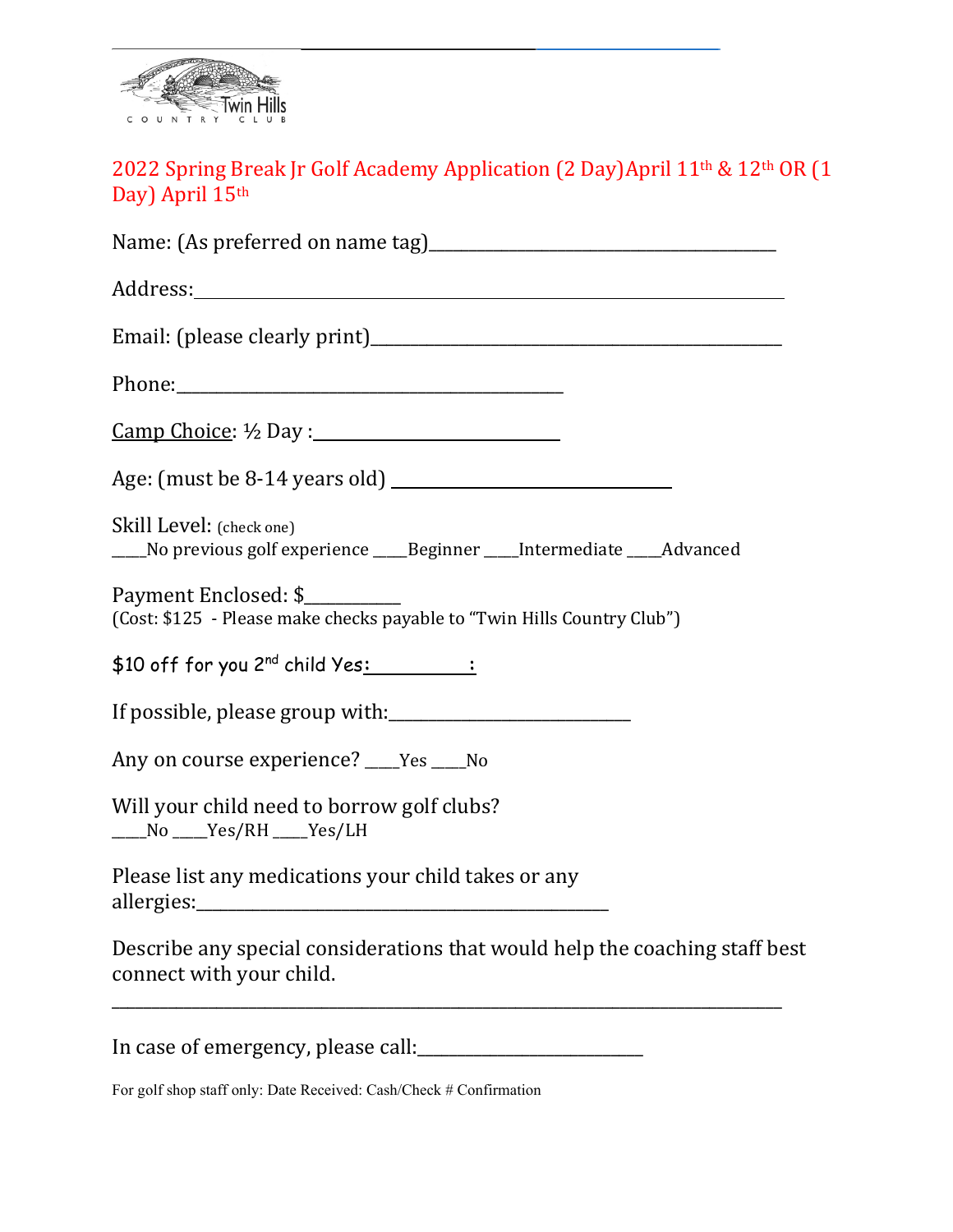Twin Hills
COUNTRY CLUB

## 2022 Spring Break Jr Golf Academy Application (2 Day)April 11th & 12th OR (1 Day) April 15th

Name: (As preferred on name tag)________________________________________

Address:________________________________________________________________

Email: (please clearly print)______________________________________________

Phone:____________________________________________

<u>Camp Choice</u>: ½ Day :____________________________

Age: (must be 8-14 years old) ________________________________

Skill Level: (check one)
____No previous golf experience ____Beginner ____Intermediate ____Advanced

Payment Enclosed: $___________
(Cost: $125 - Please make checks payable to "Twin Hills Country Club")

$10 off for you 2nd child Yes:___________:

If possible, please group with:____________________________

Any on course experience? ____Yes ____No

Will your child need to borrow golf clubs?
____No ____Yes/RH ____Yes/LH

Please list any medications your child takes or any allergies:_______________________________________________

Describe any special considerations that would help the coaching staff best connect with your child.

_____________________________________________________________________________

In case of emergency, please call:_________________________

For golf shop staff only: Date Received: Cash/Check # Confirmation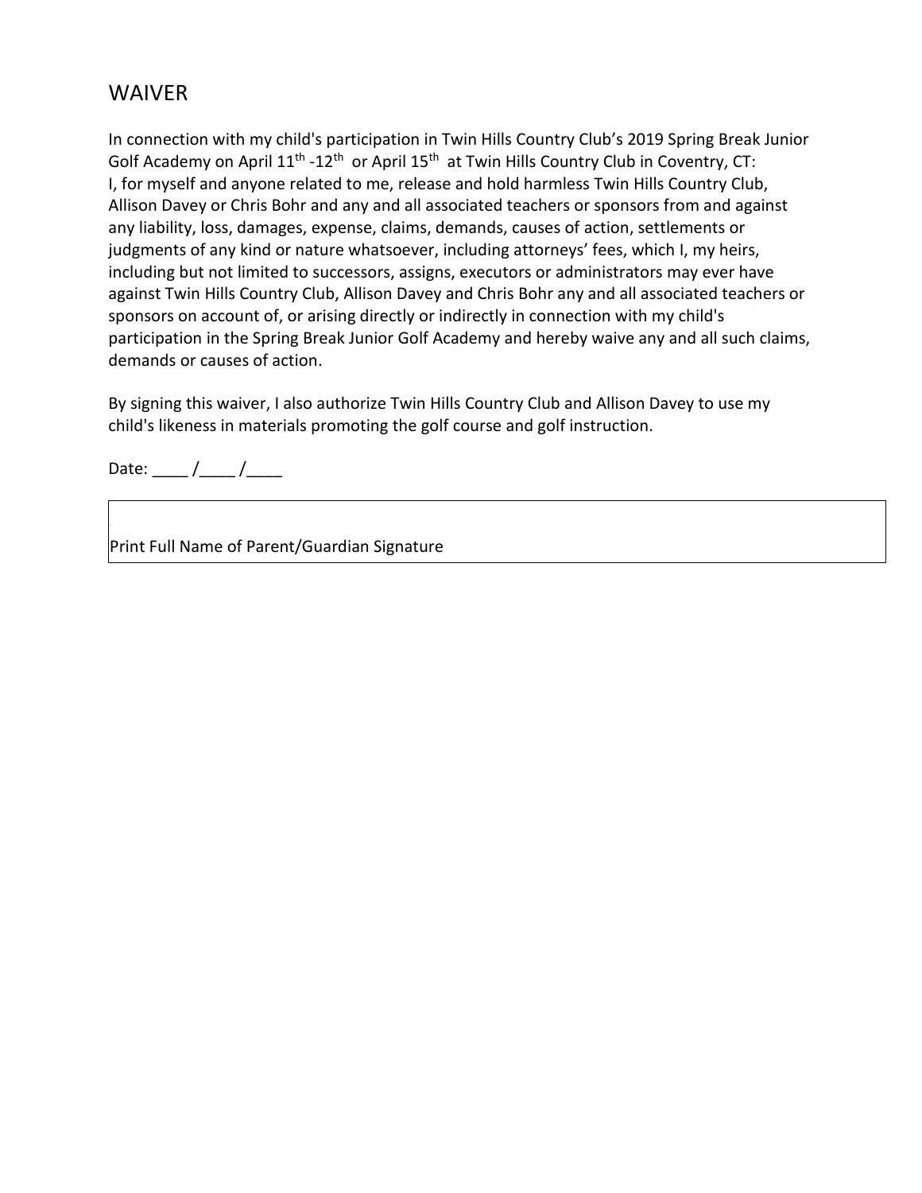# WAIVER

In connection with my child's participation in Twin Hills Country Club's 2019 Spring Break Junior Golf Academy on April 11th -12th or April 15th at Twin Hills Country Club in Coventry, CT: I, for myself and anyone related to me, release and hold harmless Twin Hills Country Club, Allison Davey or Chris Bohr and any and all associated teachers or sponsors from and against any liability, loss, damages, expense, claims, demands, causes of action, settlements or judgments of any kind or nature whatsoever, including attorneys' fees, which I, my heirs, including but not limited to successors, assigns, executors or administrators may ever have against Twin Hills Country Club, Allison Davey and Chris Bohr any and all associated teachers or sponsors on account of, or arising directly or indirectly in connection with my child's participation in the Spring Break Junior Golf Academy and hereby waive any and all such claims, demands or causes of action.

By signing this waiver, I also authorize Twin Hills Country Club and Allison Davey to use my child's likeness in materials promoting the golf course and golf instruction.

Date: ____ /____ /____

| |
|---|
| Print Full Name of Parent/Guardian Signature |